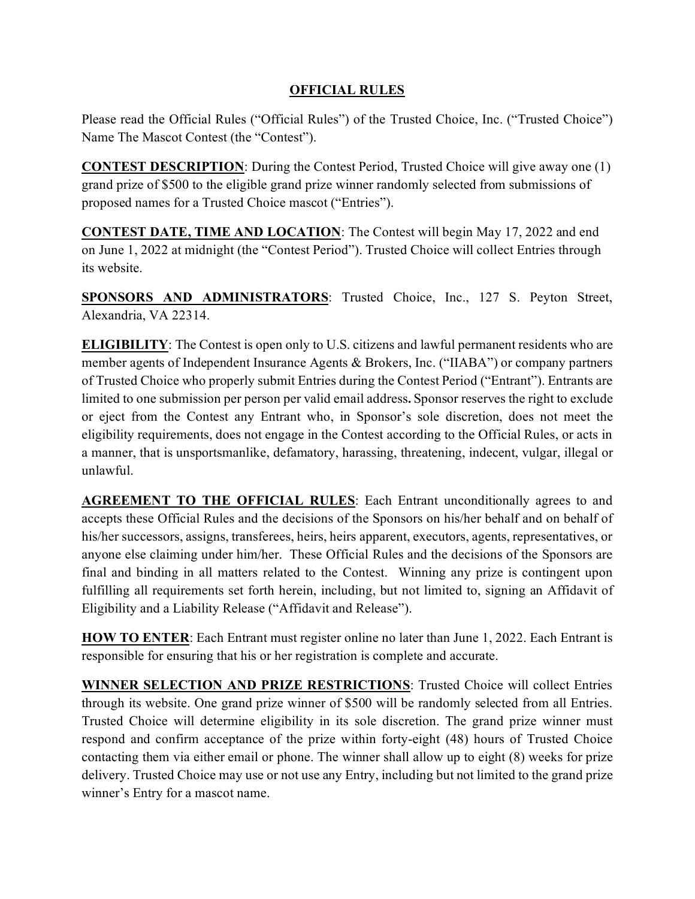# OFFICIAL RULES

Please read the Official Rules ("Official Rules") of the Trusted Choice, Inc. ("Trusted Choice") Name The Mascot Contest (the "Contest").

**CONTEST DESCRIPTION**: During the Contest Period, Trusted Choice will give away one (1) grand prize of $500 to the eligible grand prize winner randomly selected from submissions of proposed names for a Trusted Choice mascot ("Entries").

**CONTEST DATE, TIME AND LOCATION**: The Contest will begin May 17, 2022 and end on June 1, 2022 at midnight (the "Contest Period"). Trusted Choice will collect Entries through its website.

**SPONSORS AND ADMINISTRATORS**: Trusted Choice, Inc., 127 S. Peyton Street, Alexandria, VA 22314.

**ELIGIBILITY**: The Contest is open only to U.S. citizens and lawful permanent residents who are member agents of Independent Insurance Agents & Brokers, Inc. ("IIABA") or company partners of Trusted Choice who properly submit Entries during the Contest Period ("Entrant"). Entrants are limited to one submission per person per valid email address**.** Sponsor reserves the right to exclude or eject from the Contest any Entrant who, in Sponsor's sole discretion, does not meet the eligibility requirements, does not engage in the Contest according to the Official Rules, or acts in a manner, that is unsportsmanlike, defamatory, harassing, threatening, indecent, vulgar, illegal or unlawful.

**AGREEMENT TO THE OFFICIAL RULES**: Each Entrant unconditionally agrees to and accepts these Official Rules and the decisions of the Sponsors on his/her behalf and on behalf of his/her successors, assigns, transferees, heirs, heirs apparent, executors, agents, representatives, or anyone else claiming under him/her. These Official Rules and the decisions of the Sponsors are final and binding in all matters related to the Contest. Winning any prize is contingent upon fulfilling all requirements set forth herein, including, but not limited to, signing an Affidavit of Eligibility and a Liability Release ("Affidavit and Release").

**HOW TO ENTER**: Each Entrant must register online no later than June 1, 2022. Each Entrant is responsible for ensuring that his or her registration is complete and accurate.

**WINNER SELECTION AND PRIZE RESTRICTIONS**: Trusted Choice will collect Entries through its website. One grand prize winner of $500 will be randomly selected from all Entries. Trusted Choice will determine eligibility in its sole discretion. The grand prize winner must respond and confirm acceptance of the prize within forty-eight (48) hours of Trusted Choice contacting them via either email or phone. The winner shall allow up to eight (8) weeks for prize delivery. Trusted Choice may use or not use any Entry, including but not limited to the grand prize winner's Entry for a mascot name.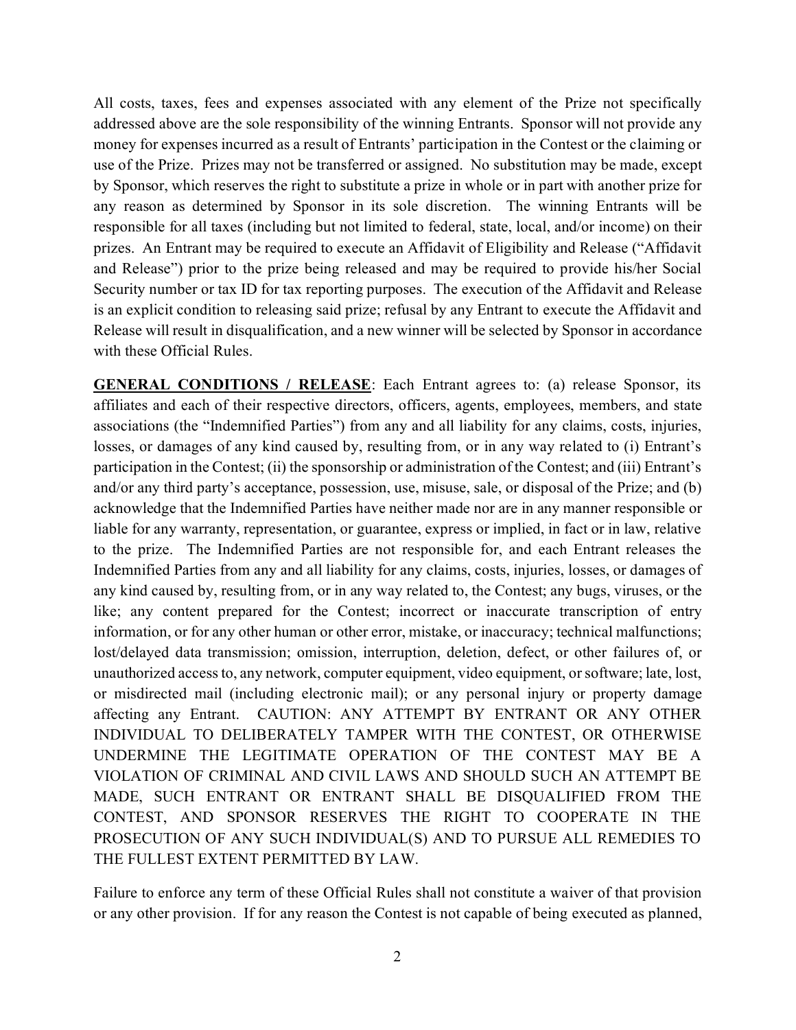All costs, taxes, fees and expenses associated with any element of the Prize not specifically addressed above are the sole responsibility of the winning Entrants. Sponsor will not provide any money for expenses incurred as a result of Entrants' participation in the Contest or the claiming or use of the Prize. Prizes may not be transferred or assigned. No substitution may be made, except by Sponsor, which reserves the right to substitute a prize in whole or in part with another prize for any reason as determined by Sponsor in its sole discretion. The winning Entrants will be responsible for all taxes (including but not limited to federal, state, local, and/or income) on their prizes. An Entrant may be required to execute an Affidavit of Eligibility and Release ("Affidavit and Release") prior to the prize being released and may be required to provide his/her Social Security number or tax ID for tax reporting purposes. The execution of the Affidavit and Release is an explicit condition to releasing said prize; refusal by any Entrant to execute the Affidavit and Release will result in disqualification, and a new winner will be selected by Sponsor in accordance with these Official Rules.

**GENERAL CONDITIONS / RELEASE**: Each Entrant agrees to: (a) release Sponsor, its affiliates and each of their respective directors, officers, agents, employees, members, and state associations (the "Indemnified Parties") from any and all liability for any claims, costs, injuries, losses, or damages of any kind caused by, resulting from, or in any way related to (i) Entrant's participation in the Contest; (ii) the sponsorship or administration of the Contest; and (iii) Entrant's and/or any third party's acceptance, possession, use, misuse, sale, or disposal of the Prize; and (b) acknowledge that the Indemnified Parties have neither made nor are in any manner responsible or liable for any warranty, representation, or guarantee, express or implied, in fact or in law, relative to the prize. The Indemnified Parties are not responsible for, and each Entrant releases the Indemnified Parties from any and all liability for any claims, costs, injuries, losses, or damages of any kind caused by, resulting from, or in any way related to, the Contest; any bugs, viruses, or the like; any content prepared for the Contest; incorrect or inaccurate transcription of entry information, or for any other human or other error, mistake, or inaccuracy; technical malfunctions; lost/delayed data transmission; omission, interruption, deletion, defect, or other failures of, or unauthorized access to, any network, computer equipment, video equipment, or software; late, lost, or misdirected mail (including electronic mail); or any personal injury or property damage affecting any Entrant. CAUTION: ANY ATTEMPT BY ENTRANT OR ANY OTHER INDIVIDUAL TO DELIBERATELY TAMPER WITH THE CONTEST, OR OTHERWISE UNDERMINE THE LEGITIMATE OPERATION OF THE CONTEST MAY BE A VIOLATION OF CRIMINAL AND CIVIL LAWS AND SHOULD SUCH AN ATTEMPT BE MADE, SUCH ENTRANT OR ENTRANT SHALL BE DISQUALIFIED FROM THE CONTEST, AND SPONSOR RESERVES THE RIGHT TO COOPERATE IN THE PROSECUTION OF ANY SUCH INDIVIDUAL(S) AND TO PURSUE ALL REMEDIES TO THE FULLEST EXTENT PERMITTED BY LAW.

Failure to enforce any term of these Official Rules shall not constitute a waiver of that provision or any other provision. If for any reason the Contest is not capable of being executed as planned,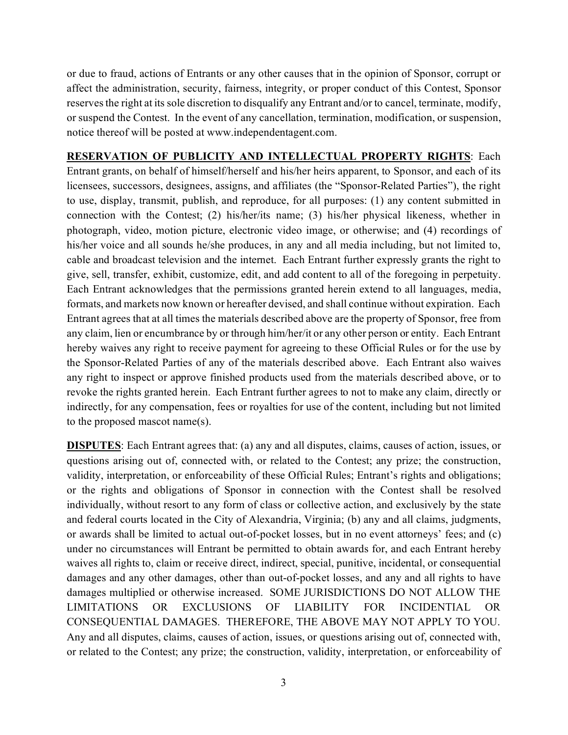or due to fraud, actions of Entrants or any other causes that in the opinion of Sponsor, corrupt or affect the administration, security, fairness, integrity, or proper conduct of this Contest, Sponsor reserves the right at its sole discretion to disqualify any Entrant and/or to cancel, terminate, modify, or suspend the Contest. In the event of any cancellation, termination, modification, or suspension, notice thereof will be posted at www.independentagent.com.

**RESERVATION OF PUBLICITY AND INTELLECTUAL PROPERTY RIGHTS**: Each Entrant grants, on behalf of himself/herself and his/her heirs apparent, to Sponsor, and each of its licensees, successors, designees, assigns, and affiliates (the "Sponsor-Related Parties"), the right to use, display, transmit, publish, and reproduce, for all purposes: (1) any content submitted in connection with the Contest; (2) his/her/its name; (3) his/her physical likeness, whether in photograph, video, motion picture, electronic video image, or otherwise; and (4) recordings of his/her voice and all sounds he/she produces, in any and all media including, but not limited to, cable and broadcast television and the internet. Each Entrant further expressly grants the right to give, sell, transfer, exhibit, customize, edit, and add content to all of the foregoing in perpetuity. Each Entrant acknowledges that the permissions granted herein extend to all languages, media, formats, and markets now known or hereafter devised, and shall continue without expiration. Each Entrant agrees that at all times the materials described above are the property of Sponsor, free from any claim, lien or encumbrance by or through him/her/it or any other person or entity. Each Entrant hereby waives any right to receive payment for agreeing to these Official Rules or for the use by the Sponsor-Related Parties of any of the materials described above. Each Entrant also waives any right to inspect or approve finished products used from the materials described above, or to revoke the rights granted herein. Each Entrant further agrees to not to make any claim, directly or indirectly, for any compensation, fees or royalties for use of the content, including but not limited to the proposed mascot name(s).

**DISPUTES**: Each Entrant agrees that: (a) any and all disputes, claims, causes of action, issues, or questions arising out of, connected with, or related to the Contest; any prize; the construction, validity, interpretation, or enforceability of these Official Rules; Entrant's rights and obligations; or the rights and obligations of Sponsor in connection with the Contest shall be resolved individually, without resort to any form of class or collective action, and exclusively by the state and federal courts located in the City of Alexandria, Virginia; (b) any and all claims, judgments, or awards shall be limited to actual out-of-pocket losses, but in no event attorneys' fees; and (c) under no circumstances will Entrant be permitted to obtain awards for, and each Entrant hereby waives all rights to, claim or receive direct, indirect, special, punitive, incidental, or consequential damages and any other damages, other than out-of-pocket losses, and any and all rights to have damages multiplied or otherwise increased. SOME JURISDICTIONS DO NOT ALLOW THE LIMITATIONS OR EXCLUSIONS OF LIABILITY FOR INCIDENTIAL OR CONSEQUENTIAL DAMAGES. THEREFORE, THE ABOVE MAY NOT APPLY TO YOU. Any and all disputes, claims, causes of action, issues, or questions arising out of, connected with, or related to the Contest; any prize; the construction, validity, interpretation, or enforceability of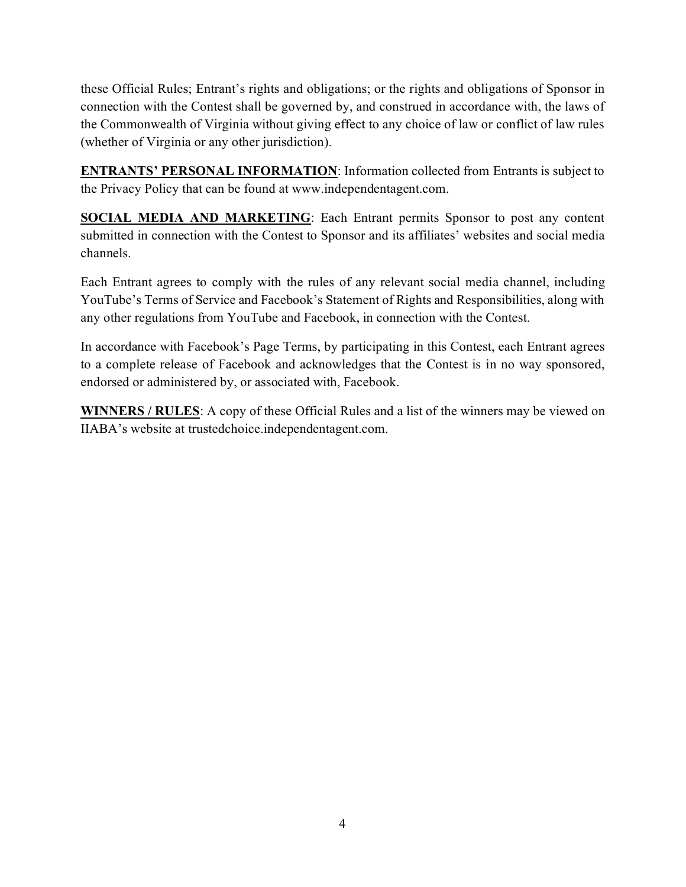these Official Rules; Entrant's rights and obligations; or the rights and obligations of Sponsor in connection with the Contest shall be governed by, and construed in accordance with, the laws of the Commonwealth of Virginia without giving effect to any choice of law or conflict of law rules (whether of Virginia or any other jurisdiction).

**ENTRANTS' PERSONAL INFORMATION**: Information collected from Entrants is subject to the Privacy Policy that can be found at www.independentagent.com.

**SOCIAL MEDIA AND MARKETING**: Each Entrant permits Sponsor to post any content submitted in connection with the Contest to Sponsor and its affiliates' websites and social media channels.

Each Entrant agrees to comply with the rules of any relevant social media channel, including YouTube's Terms of Service and Facebook's Statement of Rights and Responsibilities, along with any other regulations from YouTube and Facebook, in connection with the Contest.

In accordance with Facebook's Page Terms, by participating in this Contest, each Entrant agrees to a complete release of Facebook and acknowledges that the Contest is in no way sponsored, endorsed or administered by, or associated with, Facebook.

**WINNERS / RULES**: A copy of these Official Rules and a list of the winners may be viewed on IIABA's website at trustedchoice.independentagent.com.